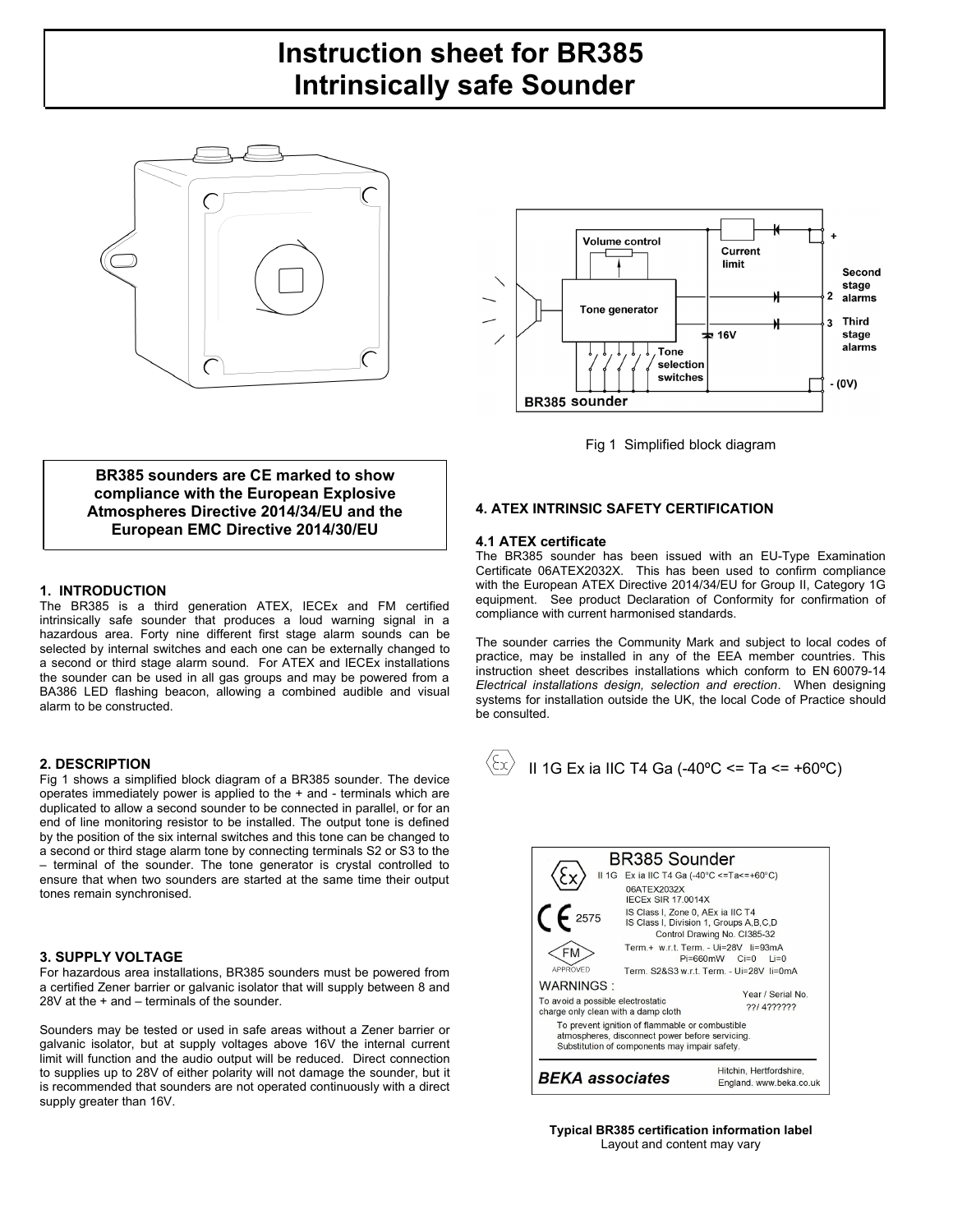# Instruction sheet for BR385 Intrinsically safe Sounder

Fig 1 Simplified block diagram

**BR385 sounders are CE marked to show compliance with the European Explosive Atmospheres Directive 2014/34/EU and the European EMC Directive 2014/30/EU**

## 1. INTRODUCTION

The BR385 is a third generation ATEX, IECEx and FM certified intrinsically safe sounder that produces a loud warning signal in a hazardous area. Forty nine different first stage alarm sounds can be selected by internal switches and each one can be externally changed to a second or third stage alarm sound. For ATEX and IECEx installations the sounder can be used in all gas groups and may be powered from a BA386 LED flashing beacon, allowing a combined audible and visual alarm to be constructed.

## 2. DESCRIPTION

Fig 1 shows a simplified block diagram of a BR385 sounder. The device operates immediately power is applied to the + and - terminals which are duplicated to allow a second sounder to be connected in parallel, or for an end of line monitoring resistor to be installed. The output tone is defined by the position of the six internal switches and this tone can be changed to a second or third stage alarm tone by connecting terminals S2 or S3 to the – terminal of the sounder. The tone generator is crystal controlled to ensure that when two sounders are started at the same time their output tones remain synchronised.

## 3. SUPPLY VOLTAGE

For hazardous area installations, BR385 sounders must be powered from a certified Zener barrier or galvanic isolator that will supply between 8 and 28V at the + and – terminals of the sounder.

Sounders may be tested or used in safe areas without a Zener barrier or galvanic isolator, but at supply voltages above 16V the internal current limit will function and the audio output will be reduced. Direct connection to supplies up to 28V of either polarity will not damage the sounder, but it is recommended that sounders are not operated continuously with a direct supply greater than 16V.

## 4. ATEX INTRINSIC SAFETY CERTIFICATION

### 4.1 ATEX certificate

The BR385 sounder has been issued with an EU-Type Examination Certificate 06ATEX2032X. This has been used to confirm compliance with the European ATEX Directive 2014/34/EU for Group II, Category 1G equipment. See product Declaration of Conformity for confirmation of compliance with current harmonised standards.

The sounder carries the Community Mark and subject to local codes of practice, may be installed in any of the EEA member countries. This instruction sheet describes installations which conform to EN 60079-14 *Electrical installations design, selection and erection*. When designing systems for installation outside the UK, the local Code of Practice should be consulted.

II 1G Ex ia IIC T4 Ga (-40ºC <= Ta <= +60ºC)

**Typical BR385 certification information label**
Layout and content may vary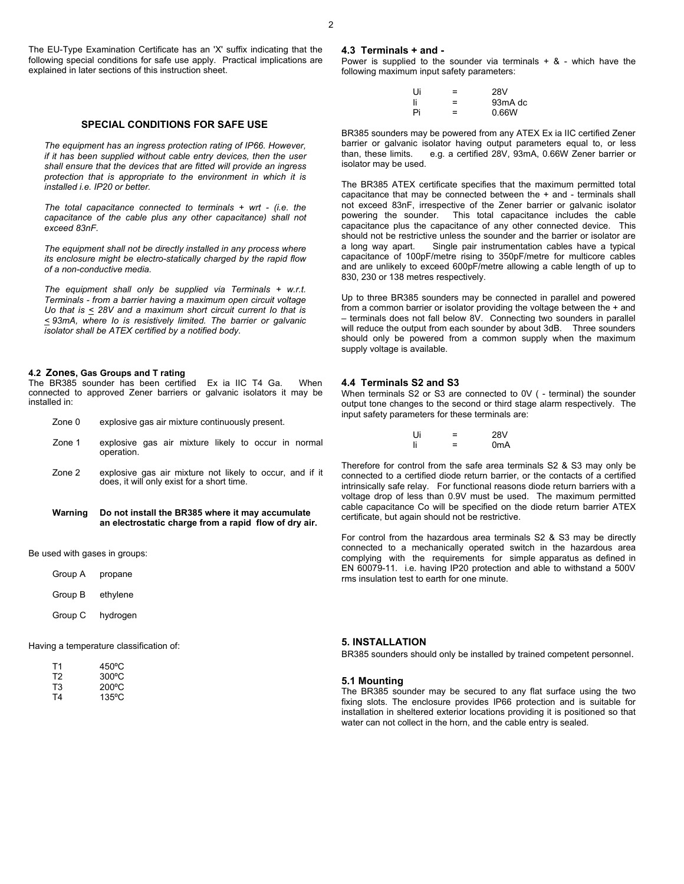The EU-Type Examination Certificate has an 'X' suffix indicating that the following special conditions for safe use apply. Practical implications are explained in later sections of this instruction sheet.

### SPECIAL CONDITIONS FOR SAFE USE

*The equipment has an ingress protection rating of IP66. However, if it has been supplied without cable entry devices, then the user shall ensure that the devices that are fitted will provide an ingress protection that is appropriate to the environment in which it is installed i.e. IP20 or better.*

*The total capacitance connected to terminals + wrt - (i.e. the capacitance of the cable plus any other capacitance) shall not exceed 83nF.*

*The equipment shall not be directly installed in any process where its enclosure might be electro-statically charged by the rapid flow of a non-conductive media.*

*The equipment shall only be supplied via Terminals + w.r.t. Terminals - from a barrier having a maximum open circuit voltage Uo that is ≤ 28V and a maximum short circuit current Io that is ≤ 93mA, where Io is resistively limited. The barrier or galvanic isolator shall be ATEX certified by a notified body.*

### 4.2 Zones, Gas Groups and T rating

The BR385 sounder has been certified Ex ia IIC T4 Ga. When connected to approved Zener barriers or galvanic isolators it may be installed in:

| | |
|---|---|
| Zone 0 | explosive gas air mixture continuously present. |
| Zone 1 | explosive gas air mixture likely to occur in normal operation. |
| Zone 2 | explosive gas air mixture not likely to occur, and if it does, it will only exist for a short time. |

**Warning Do not install the BR385 where it may accumulate an electrostatic charge from a rapid flow of dry air.**

Be used with gases in groups:

| | |
|---|---|
| Group A | propane |
| Group B | ethylene |
| Group C | hydrogen |

Having a temperature classification of:

| | |
|---|---|
| T1 | 450ºC |
| T2 | 300ºC |
| T3 | 200ºC |
| T4 | 135ºC |

### 4.3 Terminals + and -

Power is supplied to the sounder via terminals + & - which have the following maximum input safety parameters:

| | | |
|---|---|---|
| Ui | = | 28V |
| Ii | = | 93mA dc |
| Pi | = | 0.66W |

BR385 sounders may be powered from any ATEX Ex ia IIC certified Zener barrier or galvanic isolator having output parameters equal to, or less than, these limits. e.g. a certified 28V, 93mA, 0.66W Zener barrier or isolator may be used.

The BR385 ATEX certificate specifies that the maximum permitted total capacitance that may be connected between the + and - terminals shall not exceed 83nF, irrespective of the Zener barrier or galvanic isolator powering the sounder. This total capacitance includes the cable capacitance plus the capacitance of any other connected device. This should not be restrictive unless the sounder and the barrier or isolator are a long way apart. Single pair instrumentation cables have a typical capacitance of 100pF/metre rising to 350pF/metre for multicore cables and are unlikely to exceed 600pF/metre allowing a cable length of up to 830, 230 or 138 metres respectively.

Up to three BR385 sounders may be connected in parallel and powered from a common barrier or isolator providing the voltage between the + and – terminals does not fall below 8V. Connecting two sounders in parallel will reduce the output from each sounder by about 3dB. Three sounders should only be powered from a common supply when the maximum supply voltage is available.

### 4.4 Terminals S2 and S3

When terminals S2 or S3 are connected to 0V ( - terminal) the sounder output tone changes to the second or third stage alarm respectively. The input safety parameters for these terminals are:

| | | |
|---|---|---|
| Ui | = | 28V |
| Ii | = | 0mA |

Therefore for control from the safe area terminals S2 & S3 may only be connected to a certified diode return barrier, or the contacts of a certified intrinsically safe relay. For functional reasons diode return barriers with a voltage drop of less than 0.9V must be used. The maximum permitted cable capacitance Co will be specified on the diode return barrier ATEX certificate, but again should not be restrictive.

For control from the hazardous area terminals S2 & S3 may be directly connected to a mechanically operated switch in the hazardous area complying with the requirements for simple apparatus as defined in EN 60079-11. i.e. having IP20 protection and able to withstand a 500V rms insulation test to earth for one minute.

## 5. INSTALLATION

BR385 sounders should only be installed by trained competent personnel.

### 5.1 Mounting

The BR385 sounder may be secured to any flat surface using the two fixing slots. The enclosure provides IP66 protection and is suitable for installation in sheltered exterior locations providing it is positioned so that water can not collect in the horn, and the cable entry is sealed.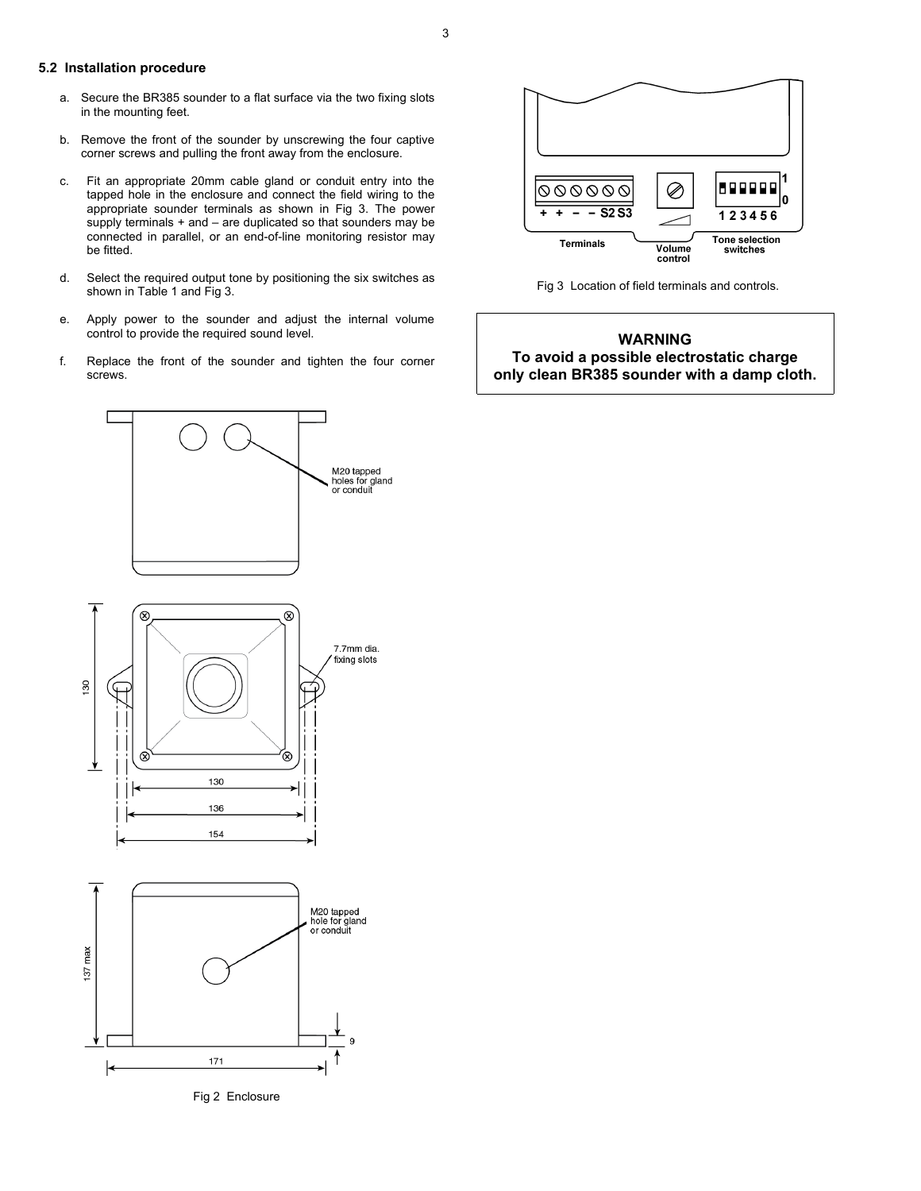### 5.2 Installation procedure

a. Secure the BR385 sounder to a flat surface via the two fixing slots in the mounting feet.

b. Remove the front of the sounder by unscrewing the four captive corner screws and pulling the front away from the enclosure.

c. Fit an appropriate 20mm cable gland or conduit entry into the tapped hole in the enclosure and connect the field wiring to the appropriate sounder terminals as shown in Fig 3. The power supply terminals + and – are duplicated so that sounders may be connected in parallel, or an end-of-line monitoring resistor may be fitted.

d. Select the required output tone by positioning the six switches as shown in Table 1 and Fig 3.

e. Apply power to the sounder and adjust the internal volume control to provide the required sound level.

f. Replace the front of the sounder and tighten the four corner screws.

Fig 2 Enclosure

Fig 3 Location of field terminals and controls.

**WARNING**
**To avoid a possible electrostatic charge only clean BR385 sounder with a damp cloth.**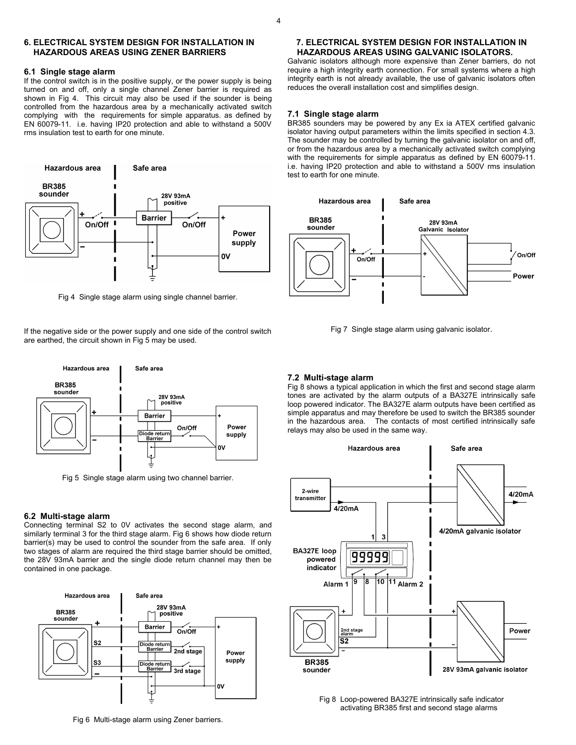## 6. ELECTRICAL SYSTEM DESIGN FOR INSTALLATION IN HAZARDOUS AREAS USING ZENER BARRIERS

### 6.1 Single stage alarm

If the control switch is in the positive supply, or the power supply is being turned on and off, only a single channel Zener barrier is required as shown in Fig 4. This circuit may also be used if the sounder is being controlled from the hazardous area by a mechanically activated switch complying with the requirements for simple apparatus. as defined by EN 60079-11. i.e. having IP20 protection and able to withstand a 500V rms insulation test to earth for one minute.

Fig 4 Single stage alarm using single channel barrier.

If the negative side or the power supply and one side of the control switch are earthed, the circuit shown in Fig 5 may be used.

Fig 5 Single stage alarm using two channel barrier.

### 6.2 Multi-stage alarm

Connecting terminal S2 to 0V activates the second stage alarm, and similarly terminal 3 for the third stage alarm. Fig 6 shows how diode return barrier(s) may be used to control the sounder from the safe area. If only two stages of alarm are required the third stage barrier should be omitted, the 28V 93mA barrier and the single diode return channel may then be contained in one package.

Fig 6 Multi-stage alarm using Zener barriers.

## 7. ELECTRICAL SYSTEM DESIGN FOR INSTALLATION IN HAZARDOUS AREAS USING GALVANIC ISOLATORS.

Galvanic isolators although more expensive than Zener barriers, do not require a high integrity earth connection. For small systems where a high integrity earth is not already available, the use of galvanic isolators often reduces the overall installation cost and simplifies design.

### 7.1 Single stage alarm

BR385 sounders may be powered by any Ex ia ATEX certified galvanic isolator having output parameters within the limits specified in section 4.3. The sounder may be controlled by turning the galvanic isolator on and off, or from the hazardous area by a mechanically activated switch complying with the requirements for simple apparatus as defined by EN 60079-11. i.e. having IP20 protection and able to withstand a 500V rms insulation test to earth for one minute.

Fig 7 Single stage alarm using galvanic isolator.

### 7.2 Multi-stage alarm

Fig 8 shows a typical application in which the first and second stage alarm tones are activated by the alarm outputs of a BA327E intrinsically safe loop powered indicator. The BA327E alarm outputs have been certified as simple apparatus and may therefore be used to switch the BR385 sounder in the hazardous area. The contacts of most certified intrinsically safe relays may also be used in the same way.

Fig 8 Loop-powered BA327E intrinsically safe indicator activating BR385 first and second stage alarms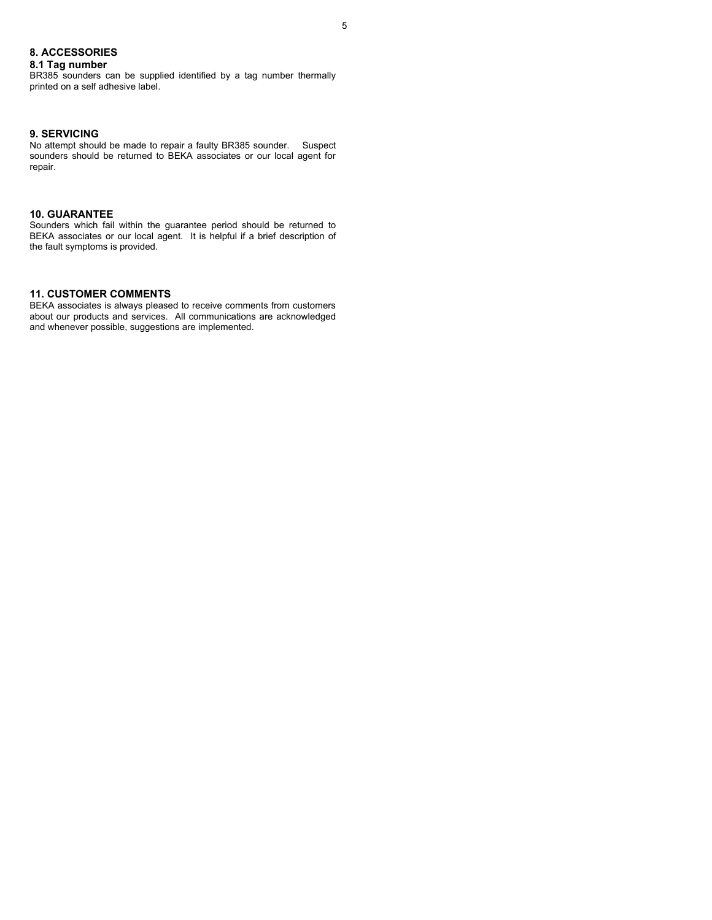## 8. ACCESSORIES

### 8.1 Tag number

BR385 sounders can be supplied identified by a tag number thermally printed on a self adhesive label.

## 9. SERVICING

No attempt should be made to repair a faulty BR385 sounder. Suspect sounders should be returned to BEKA associates or our local agent for repair.

## 10. GUARANTEE

Sounders which fail within the guarantee period should be returned to BEKA associates or our local agent. It is helpful if a brief description of the fault symptoms is provided.

## 11. CUSTOMER COMMENTS

BEKA associates is always pleased to receive comments from customers about our products and services. All communications are acknowledged and whenever possible, suggestions are implemented.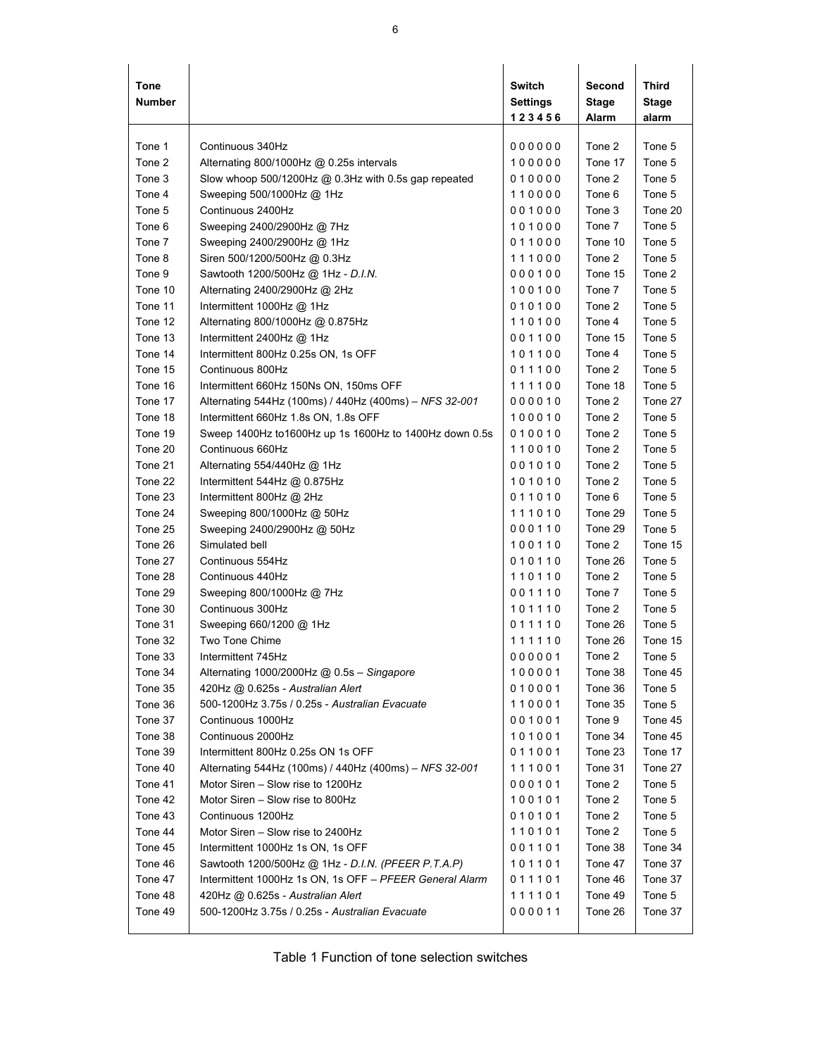| Tone Number | | Switch Settings 1 2 3 4 5 6 | Second Stage Alarm | Third Stage alarm |
|---|---|---|---|---|
| Tone 1 | Continuous 340Hz | 0 0 0 0 0 0 | Tone 2 | Tone 5 |
| Tone 2 | Alternating 800/1000Hz @ 0.25s intervals | 1 0 0 0 0 0 | Tone 17 | Tone 5 |
| Tone 3 | Slow whoop 500/1200Hz @ 0.3Hz with 0.5s gap repeated | 0 1 0 0 0 0 | Tone 2 | Tone 5 |
| Tone 4 | Sweeping 500/1000Hz @ 1Hz | 1 1 0 0 0 0 | Tone 6 | Tone 5 |
| Tone 5 | Continuous 2400Hz | 0 0 1 0 0 0 | Tone 3 | Tone 20 |
| Tone 6 | Sweeping 2400/2900Hz @ 7Hz | 1 0 1 0 0 0 | Tone 7 | Tone 5 |
| Tone 7 | Sweeping 2400/2900Hz @ 1Hz | 0 1 1 0 0 0 | Tone 10 | Tone 5 |
| Tone 8 | Siren 500/1200/500Hz @ 0.3Hz | 1 1 1 0 0 0 | Tone 2 | Tone 5 |
| Tone 9 | Sawtooth 1200/500Hz @ 1Hz - *D.I.N.* | 0 0 0 1 0 0 | Tone 15 | Tone 2 |
| Tone 10 | Alternating 2400/2900Hz @ 2Hz | 1 0 0 1 0 0 | Tone 7 | Tone 5 |
| Tone 11 | Intermittent 1000Hz @ 1Hz | 0 1 0 1 0 0 | Tone 2 | Tone 5 |
| Tone 12 | Alternating 800/1000Hz @ 0.875Hz | 1 1 0 1 0 0 | Tone 4 | Tone 5 |
| Tone 13 | Intermittent 2400Hz @ 1Hz | 0 0 1 1 0 0 | Tone 15 | Tone 5 |
| Tone 14 | Intermittent 800Hz 0.25s ON, 1s OFF | 1 0 1 1 0 0 | Tone 4 | Tone 5 |
| Tone 15 | Continuous 800Hz | 0 1 1 1 0 0 | Tone 2 | Tone 5 |
| Tone 16 | Intermittent 660Hz 150Ns ON, 150ms OFF | 1 1 1 1 0 0 | Tone 18 | Tone 5 |
| Tone 17 | Alternating 544Hz (100ms) / 440Hz (400ms) – *NFS 32-001* | 0 0 0 0 1 0 | Tone 2 | Tone 27 |
| Tone 18 | Intermittent 660Hz 1.8s ON, 1.8s OFF | 1 0 0 0 1 0 | Tone 2 | Tone 5 |
| Tone 19 | Sweep 1400Hz to1600Hz up 1s 1600Hz to 1400Hz down 0.5s | 0 1 0 0 1 0 | Tone 2 | Tone 5 |
| Tone 20 | Continuous 660Hz | 1 1 0 0 1 0 | Tone 2 | Tone 5 |
| Tone 21 | Alternating 554/440Hz @ 1Hz | 0 0 1 0 1 0 | Tone 2 | Tone 5 |
| Tone 22 | Intermittent 544Hz @ 0.875Hz | 1 0 1 0 1 0 | Tone 2 | Tone 5 |
| Tone 23 | Intermittent 800Hz @ 2Hz | 0 1 1 0 1 0 | Tone 6 | Tone 5 |
| Tone 24 | Sweeping 800/1000Hz @ 50Hz | 1 1 1 0 1 0 | Tone 29 | Tone 5 |
| Tone 25 | Sweeping 2400/2900Hz @ 50Hz | 0 0 0 1 1 0 | Tone 29 | Tone 5 |
| Tone 26 | Simulated bell | 1 0 0 1 1 0 | Tone 2 | Tone 15 |
| Tone 27 | Continuous 554Hz | 0 1 0 1 1 0 | Tone 26 | Tone 5 |
| Tone 28 | Continuous 440Hz | 1 1 0 1 1 0 | Tone 2 | Tone 5 |
| Tone 29 | Sweeping 800/1000Hz @ 7Hz | 0 0 1 1 1 0 | Tone 7 | Tone 5 |
| Tone 30 | Continuous 300Hz | 1 0 1 1 1 0 | Tone 2 | Tone 5 |
| Tone 31 | Sweeping 660/1200 @ 1Hz | 0 1 1 1 1 0 | Tone 26 | Tone 5 |
| Tone 32 | Two Tone Chime | 1 1 1 1 1 0 | Tone 26 | Tone 15 |
| Tone 33 | Intermittent 745Hz | 0 0 0 0 0 1 | Tone 2 | Tone 5 |
| Tone 34 | Alternating 1000/2000Hz @ 0.5s – *Singapore* | 1 0 0 0 0 1 | Tone 38 | Tone 45 |
| Tone 35 | 420Hz @ 0.625s - *Australian Alert* | 0 1 0 0 0 1 | Tone 36 | Tone 5 |
| Tone 36 | 500-1200Hz 3.75s / 0.25s - *Australian Evacuate* | 1 1 0 0 0 1 | Tone 35 | Tone 5 |
| Tone 37 | Continuous 1000Hz | 0 0 1 0 0 1 | Tone 9 | Tone 45 |
| Tone 38 | Continuous 2000Hz | 1 0 1 0 0 1 | Tone 34 | Tone 45 |
| Tone 39 | Intermittent 800Hz 0.25s ON 1s OFF | 0 1 1 0 0 1 | Tone 23 | Tone 17 |
| Tone 40 | Alternating 544Hz (100ms) / 440Hz (400ms) – *NFS 32-001* | 1 1 1 0 0 1 | Tone 31 | Tone 27 |
| Tone 41 | Motor Siren – Slow rise to 1200Hz | 0 0 0 1 0 1 | Tone 2 | Tone 5 |
| Tone 42 | Motor Siren – Slow rise to 800Hz | 1 0 0 1 0 1 | Tone 2 | Tone 5 |
| Tone 43 | Continuous 1200Hz | 0 1 0 1 0 1 | Tone 2 | Tone 5 |
| Tone 44 | Motor Siren – Slow rise to 2400Hz | 1 1 0 1 0 1 | Tone 2 | Tone 5 |
| Tone 45 | Intermittent 1000Hz 1s ON, 1s OFF | 0 0 1 1 0 1 | Tone 38 | Tone 34 |
| Tone 46 | Sawtooth 1200/500Hz @ 1Hz - *D.I.N. (PFEER P.T.A.P)* | 1 0 1 1 0 1 | Tone 47 | Tone 37 |
| Tone 47 | Intermittent 1000Hz 1s ON, 1s OFF – *PFEER General Alarm* | 0 1 1 1 0 1 | Tone 46 | Tone 37 |
| Tone 48 | 420Hz @ 0.625s - *Australian Alert* | 1 1 1 1 0 1 | Tone 49 | Tone 5 |
| Tone 49 | 500-1200Hz 3.75s / 0.25s - *Australian Evacuate* | 0 0 0 0 1 1 | Tone 26 | Tone 37 |

Table 1 Function of tone selection switches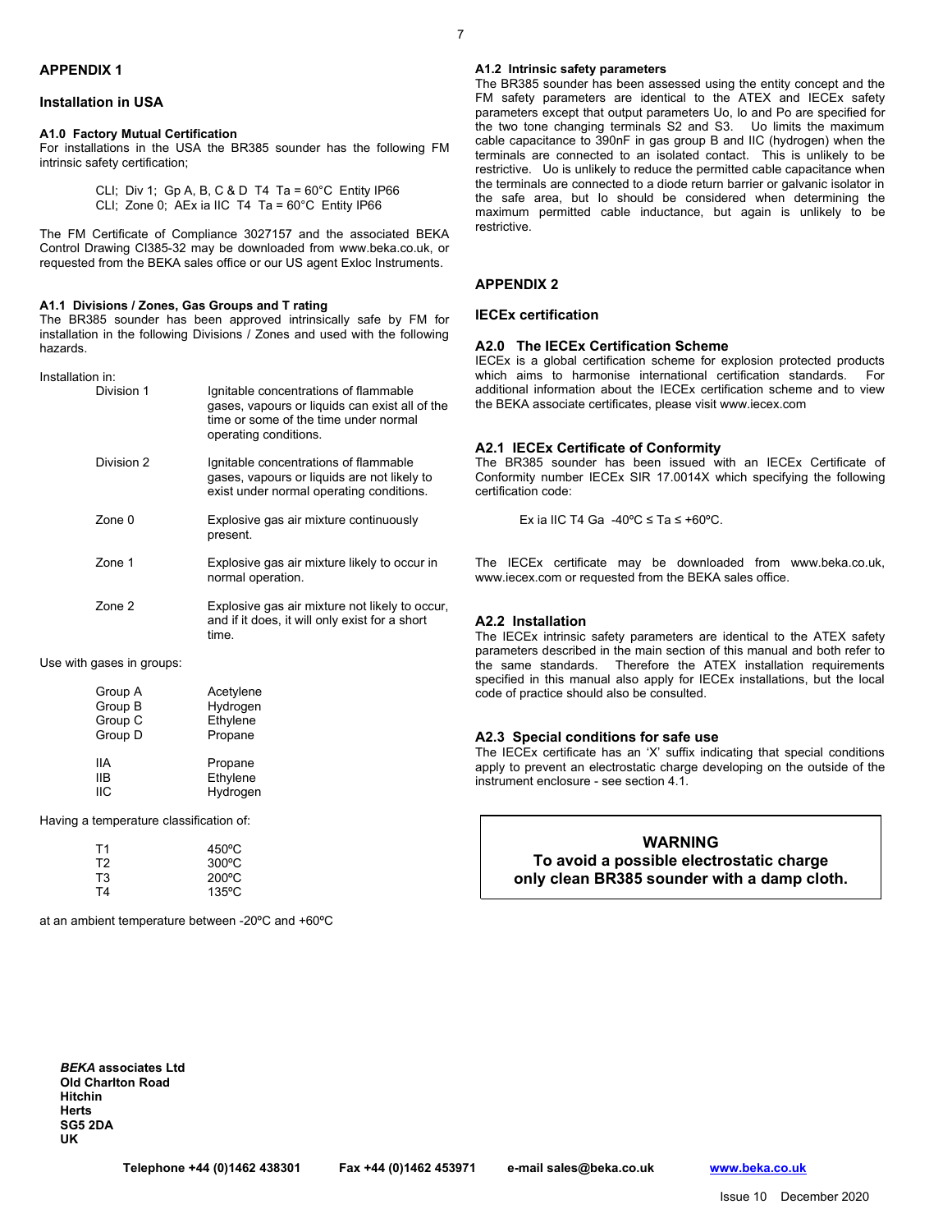# APPENDIX 1

## Installation in USA

### A1.0 Factory Mutual Certification

For installations in the USA the BR385 sounder has the following FM intrinsic safety certification;

CLI; Div 1; Gp A, B, C & D T4 Ta = 60°C Entity IP66
CLI; Zone 0; AEx ia IIC T4 Ta = 60°C Entity IP66

The FM Certificate of Compliance 3027157 and the associated BEKA Control Drawing CI385-32 may be downloaded from www.beka.co.uk, or requested from the BEKA sales office or our US agent Exloc Instruments.

### A1.1 Divisions / Zones, Gas Groups and T rating

The BR385 sounder has been approved intrinsically safe by FM for installation in the following Divisions / Zones and used with the following hazards.

Installation in:

| | |
|---|---|
| Division 1 | Ignitable concentrations of flammable gases, vapours or liquids can exist all of the time or some of the time under normal operating conditions. |
| Division 2 | Ignitable concentrations of flammable gases, vapours or liquids are not likely to exist under normal operating conditions. |
| Zone 0 | Explosive gas air mixture continuously present. |
| Zone 1 | Explosive gas air mixture likely to occur in normal operation. |
| Zone 2 | Explosive gas air mixture not likely to occur, and if it does, it will only exist for a short time. |

Use with gases in groups:

| | |
|---|---|
| Group A | Acetylene |
| Group B | Hydrogen |
| Group C | Ethylene |
| Group D | Propane |
| IIA | Propane |
| IIB | Ethylene |
| IIC | Hydrogen |

Having a temperature classification of:

| | |
|---|---|
| T1 | 450ºC |
| T2 | 300ºC |
| T3 | 200ºC |
| T4 | 135ºC |

at an ambient temperature between -20ºC and +60ºC

### A1.2 Intrinsic safety parameters

The BR385 sounder has been assessed using the entity concept and the FM safety parameters are identical to the ATEX and IECEx safety parameters except that output parameters Uo, Io and Po are specified for the two tone changing terminals S2 and S3. Uo limits the maximum cable capacitance to 390nF in gas group B and IIC (hydrogen) when the terminals are connected to an isolated contact. This is unlikely to be restrictive. Uo is unlikely to reduce the permitted cable capacitance when the terminals are connected to a diode return barrier or galvanic isolator in the safe area, but Io should be considered when determining the maximum permitted cable inductance, but again is unlikely to be restrictive.

# APPENDIX 2

## IECEx certification

### A2.0 The IECEx Certification Scheme

IECEx is a global certification scheme for explosion protected products which aims to harmonise international certification standards. For additional information about the IECEx certification scheme and to view the BEKA associate certificates, please visit www.iecex.com

### A2.1 IECEx Certificate of Conformity

The BR385 sounder has been issued with an IECEx Certificate of Conformity number IECEx SIR 17.0014X which specifying the following certification code:

Ex ia IIC T4 Ga -40ºC ≤ Ta ≤ +60ºC.

The IECEx certificate may be downloaded from www.beka.co.uk, www.iecex.com or requested from the BEKA sales office.

### A2.2 Installation

The IECEx intrinsic safety parameters are identical to the ATEX safety parameters described in the main section of this manual and both refer to the same standards. Therefore the ATEX installation requirements specified in this manual also apply for IECEx installations, but the local code of practice should also be consulted.

### A2.3 Special conditions for safe use

The IECEx certificate has an 'X' suffix indicating that special conditions apply to prevent an electrostatic charge developing on the outside of the instrument enclosure - see section 4.1.

**WARNING**
**To avoid a possible electrostatic charge only clean BR385 sounder with a damp cloth.**

***BEKA*** **associates Ltd**
**Old Charlton Road**
**Hitchin**
**Herts**
**SG5 2DA**
**UK**

**Telephone +44 (0)1462 438301 Fax +44 (0)1462 453971 e-mail sales@beka.co.uk www.beka.co.uk**

Issue 10 December 2020